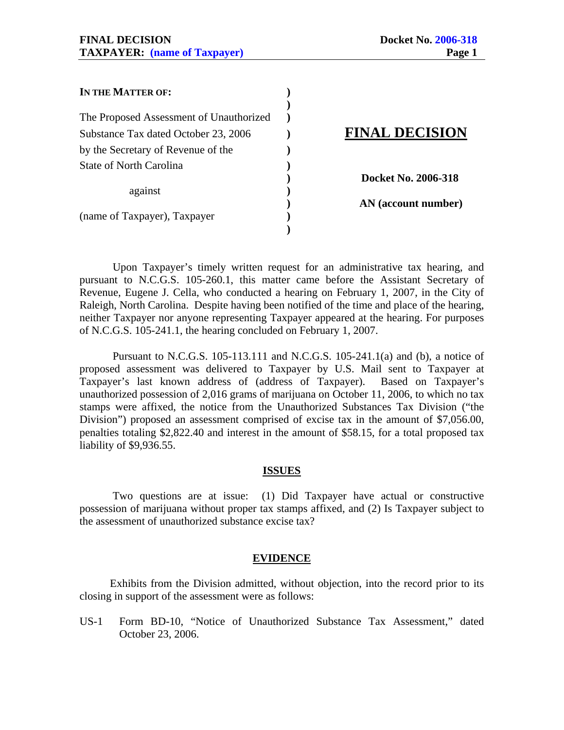| IN THE MATTER OF: | ) | |
|---|---|---|
| | ) | |
| The Proposed Assessment of Unauthorized | ) | |
| Substance Tax dated October 23, 2006 | ) | **FINAL DECISION** |
| by the Secretary of Revenue of the | ) | |
| State of North Carolina | ) | |
| | ) | **Docket No. 2006-318** |
| against | ) | |
| | ) | **AN (account number)** |
| (name of Taxpayer), Taxpayer | ) | |
| | ) | |

Upon Taxpayer's timely written request for an administrative tax hearing, and pursuant to N.C.G.S. 105-260.1, this matter came before the Assistant Secretary of Revenue, Eugene J. Cella, who conducted a hearing on February 1, 2007, in the City of Raleigh, North Carolina. Despite having been notified of the time and place of the hearing, neither Taxpayer nor anyone representing Taxpayer appeared at the hearing. For purposes of N.C.G.S. 105-241.1, the hearing concluded on February 1, 2007.

Pursuant to N.C.G.S. 105-113.111 and N.C.G.S. 105-241.1(a) and (b), a notice of proposed assessment was delivered to Taxpayer by U.S. Mail sent to Taxpayer at Taxpayer's last known address of (address of Taxpayer). Based on Taxpayer's unauthorized possession of 2,016 grams of marijuana on October 11, 2006, to which no tax stamps were affixed, the notice from the Unauthorized Substances Tax Division ("the Division") proposed an assessment comprised of excise tax in the amount of $7,056.00, penalties totaling $2,822.40 and interest in the amount of $58.15, for a total proposed tax liability of $9,936.55.

## ISSUES

Two questions are at issue: (1) Did Taxpayer have actual or constructive possession of marijuana without proper tax stamps affixed, and (2) Is Taxpayer subject to the assessment of unauthorized substance excise tax?

## EVIDENCE

Exhibits from the Division admitted, without objection, into the record prior to its closing in support of the assessment were as follows:

US-1 Form BD-10, "Notice of Unauthorized Substance Tax Assessment," dated October 23, 2006.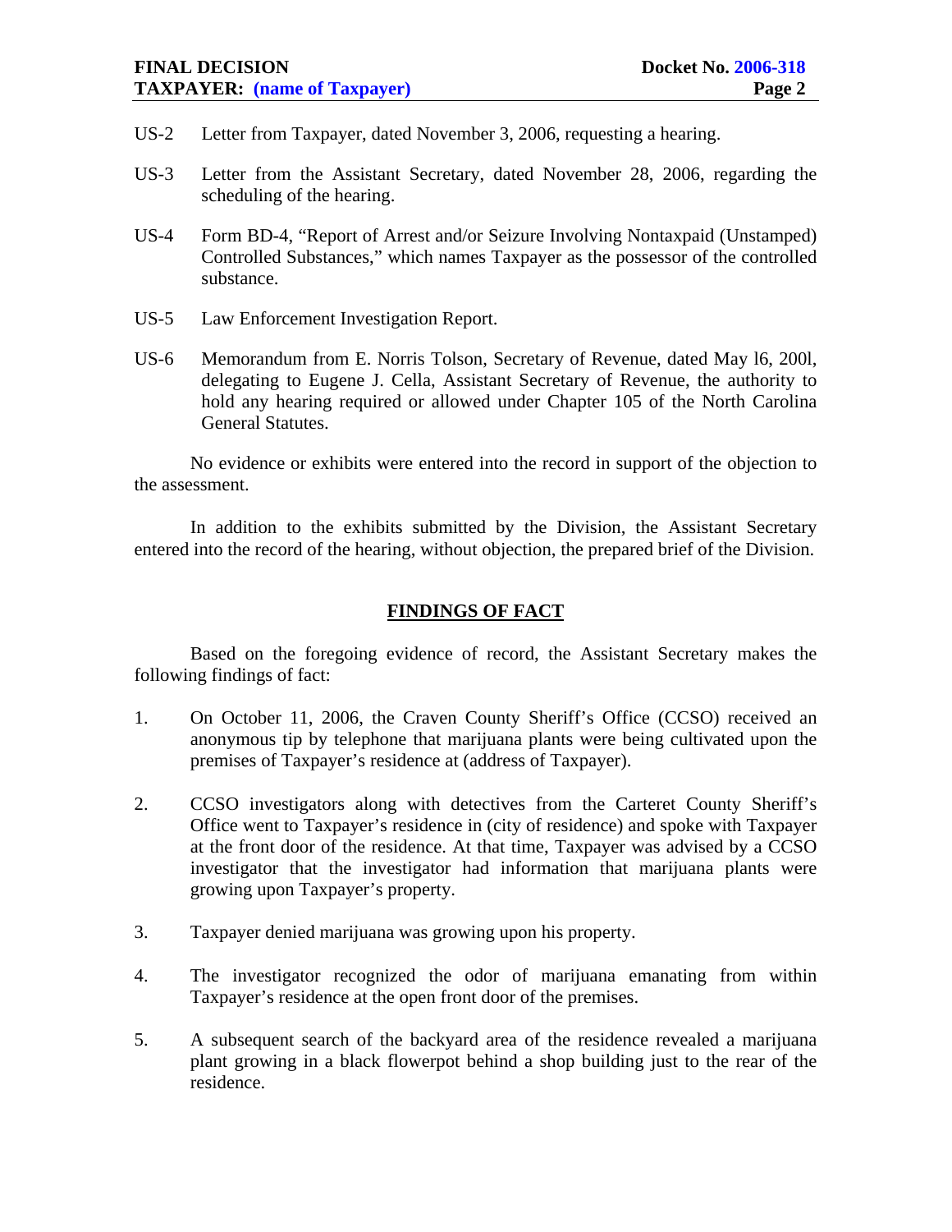US-2 Letter from Taxpayer, dated November 3, 2006, requesting a hearing.

US-3 Letter from the Assistant Secretary, dated November 28, 2006, regarding the scheduling of the hearing.

US-4 Form BD-4, "Report of Arrest and/or Seizure Involving Nontaxpaid (Unstamped) Controlled Substances," which names Taxpayer as the possessor of the controlled substance.

US-5 Law Enforcement Investigation Report.

US-6 Memorandum from E. Norris Tolson, Secretary of Revenue, dated May l6, 200l, delegating to Eugene J. Cella, Assistant Secretary of Revenue, the authority to hold any hearing required or allowed under Chapter 105 of the North Carolina General Statutes.

No evidence or exhibits were entered into the record in support of the objection to the assessment.

In addition to the exhibits submitted by the Division, the Assistant Secretary entered into the record of the hearing, without objection, the prepared brief of the Division.

## FINDINGS OF FACT

Based on the foregoing evidence of record, the Assistant Secretary makes the following findings of fact:

1. On October 11, 2006, the Craven County Sheriff's Office (CCSO) received an anonymous tip by telephone that marijuana plants were being cultivated upon the premises of Taxpayer's residence at (address of Taxpayer).

2. CCSO investigators along with detectives from the Carteret County Sheriff's Office went to Taxpayer's residence in (city of residence) and spoke with Taxpayer at the front door of the residence. At that time, Taxpayer was advised by a CCSO investigator that the investigator had information that marijuana plants were growing upon Taxpayer's property.

3. Taxpayer denied marijuana was growing upon his property.

4. The investigator recognized the odor of marijuana emanating from within Taxpayer's residence at the open front door of the premises.

5. A subsequent search of the backyard area of the residence revealed a marijuana plant growing in a black flowerpot behind a shop building just to the rear of the residence.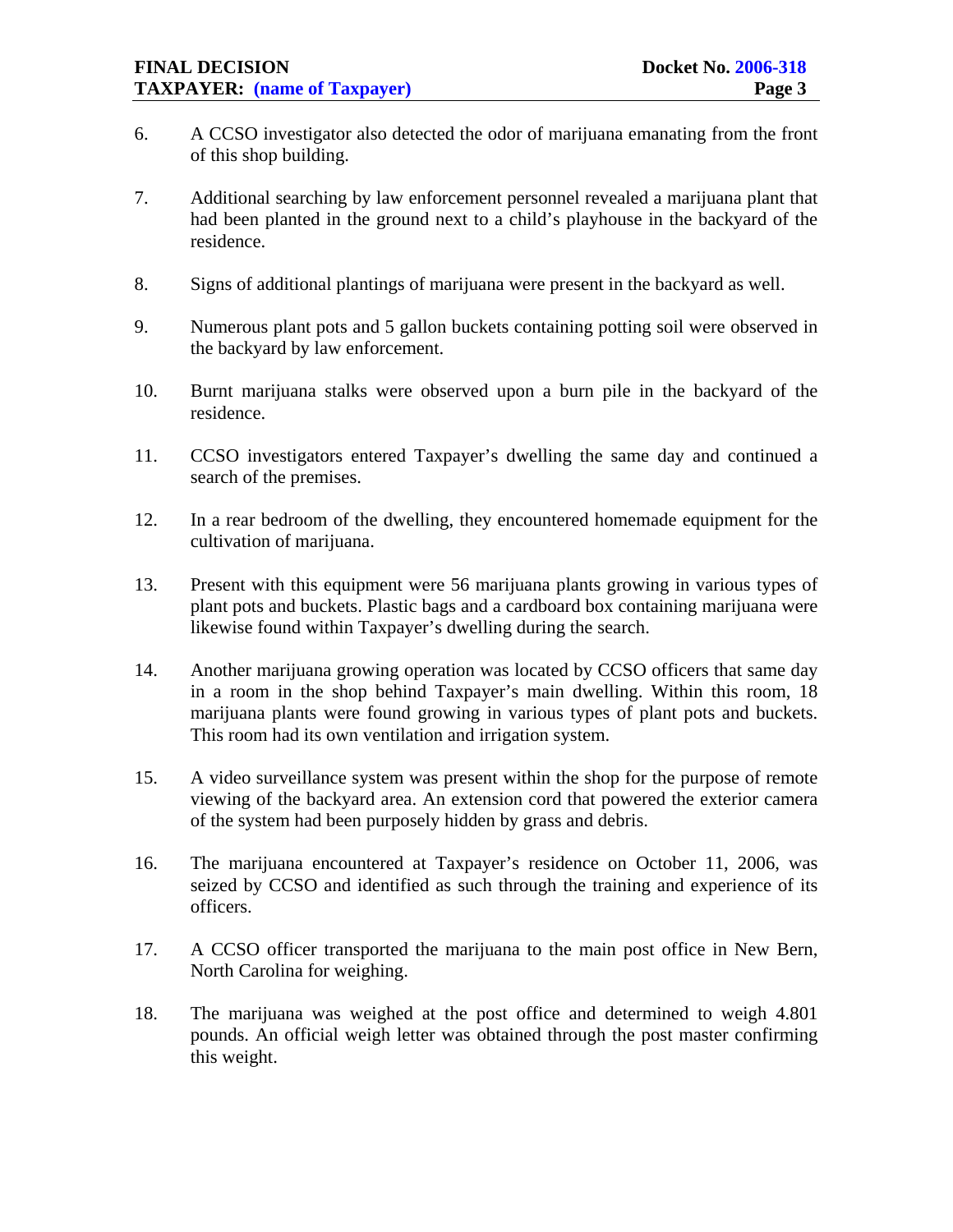6. A CCSO investigator also detected the odor of marijuana emanating from the front of this shop building.

7. Additional searching by law enforcement personnel revealed a marijuana plant that had been planted in the ground next to a child's playhouse in the backyard of the residence.

8. Signs of additional plantings of marijuana were present in the backyard as well.

9. Numerous plant pots and 5 gallon buckets containing potting soil were observed in the backyard by law enforcement.

10. Burnt marijuana stalks were observed upon a burn pile in the backyard of the residence.

11. CCSO investigators entered Taxpayer's dwelling the same day and continued a search of the premises.

12. In a rear bedroom of the dwelling, they encountered homemade equipment for the cultivation of marijuana.

13. Present with this equipment were 56 marijuana plants growing in various types of plant pots and buckets. Plastic bags and a cardboard box containing marijuana were likewise found within Taxpayer's dwelling during the search.

14. Another marijuana growing operation was located by CCSO officers that same day in a room in the shop behind Taxpayer's main dwelling. Within this room, 18 marijuana plants were found growing in various types of plant pots and buckets. This room had its own ventilation and irrigation system.

15. A video surveillance system was present within the shop for the purpose of remote viewing of the backyard area. An extension cord that powered the exterior camera of the system had been purposely hidden by grass and debris.

16. The marijuana encountered at Taxpayer's residence on October 11, 2006, was seized by CCSO and identified as such through the training and experience of its officers.

17. A CCSO officer transported the marijuana to the main post office in New Bern, North Carolina for weighing.

18. The marijuana was weighed at the post office and determined to weigh 4.801 pounds. An official weigh letter was obtained through the post master confirming this weight.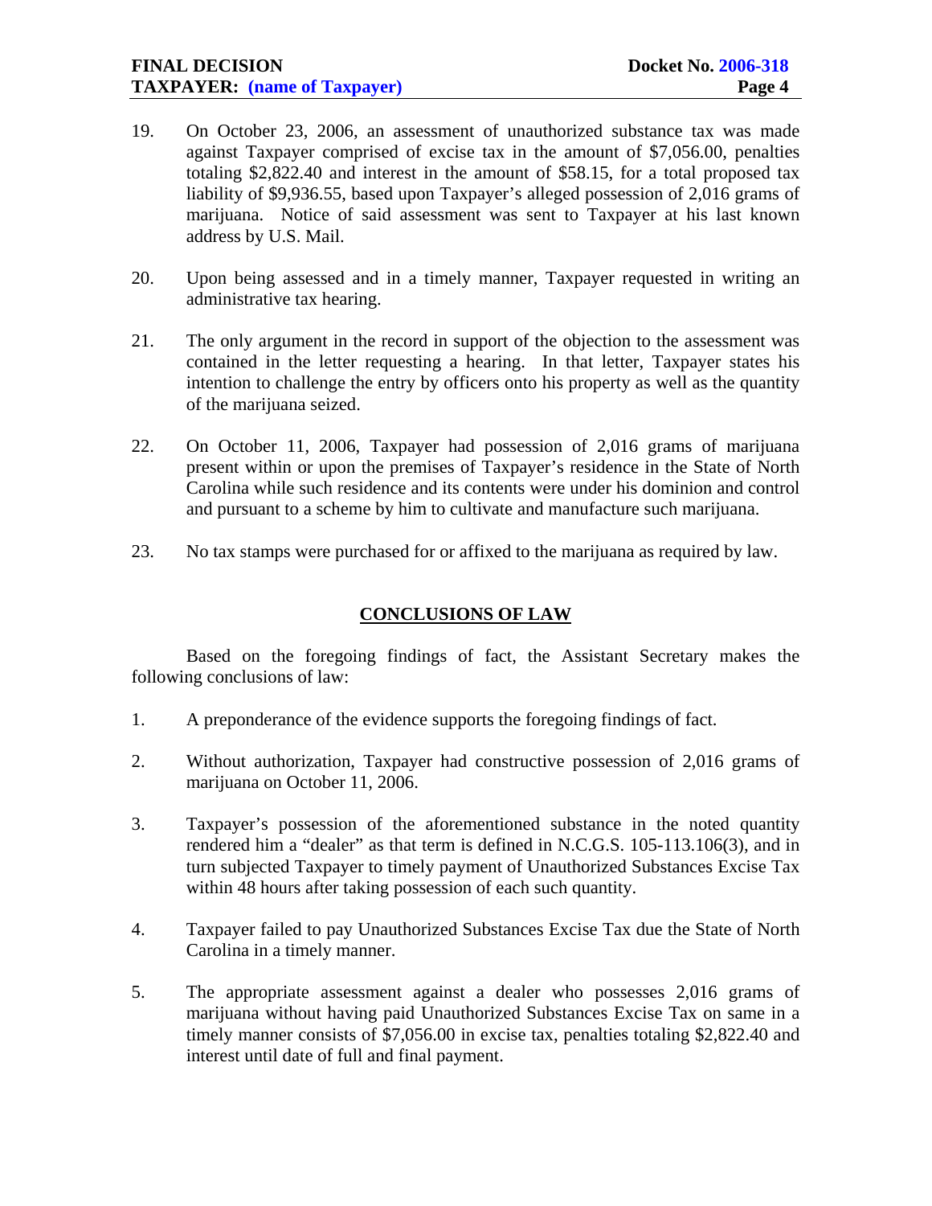19. On October 23, 2006, an assessment of unauthorized substance tax was made against Taxpayer comprised of excise tax in the amount of $7,056.00, penalties totaling $2,822.40 and interest in the amount of $58.15, for a total proposed tax liability of $9,936.55, based upon Taxpayer's alleged possession of 2,016 grams of marijuana. Notice of said assessment was sent to Taxpayer at his last known address by U.S. Mail.

20. Upon being assessed and in a timely manner, Taxpayer requested in writing an administrative tax hearing.

21. The only argument in the record in support of the objection to the assessment was contained in the letter requesting a hearing. In that letter, Taxpayer states his intention to challenge the entry by officers onto his property as well as the quantity of the marijuana seized.

22. On October 11, 2006, Taxpayer had possession of 2,016 grams of marijuana present within or upon the premises of Taxpayer's residence in the State of North Carolina while such residence and its contents were under his dominion and control and pursuant to a scheme by him to cultivate and manufacture such marijuana.

23. No tax stamps were purchased for or affixed to the marijuana as required by law.

## CONCLUSIONS OF LAW

Based on the foregoing findings of fact, the Assistant Secretary makes the following conclusions of law:

1. A preponderance of the evidence supports the foregoing findings of fact.

2. Without authorization, Taxpayer had constructive possession of 2,016 grams of marijuana on October 11, 2006.

3. Taxpayer's possession of the aforementioned substance in the noted quantity rendered him a "dealer" as that term is defined in N.C.G.S. 105-113.106(3), and in turn subjected Taxpayer to timely payment of Unauthorized Substances Excise Tax within 48 hours after taking possession of each such quantity.

4. Taxpayer failed to pay Unauthorized Substances Excise Tax due the State of North Carolina in a timely manner.

5. The appropriate assessment against a dealer who possesses 2,016 grams of marijuana without having paid Unauthorized Substances Excise Tax on same in a timely manner consists of $7,056.00 in excise tax, penalties totaling $2,822.40 and interest until date of full and final payment.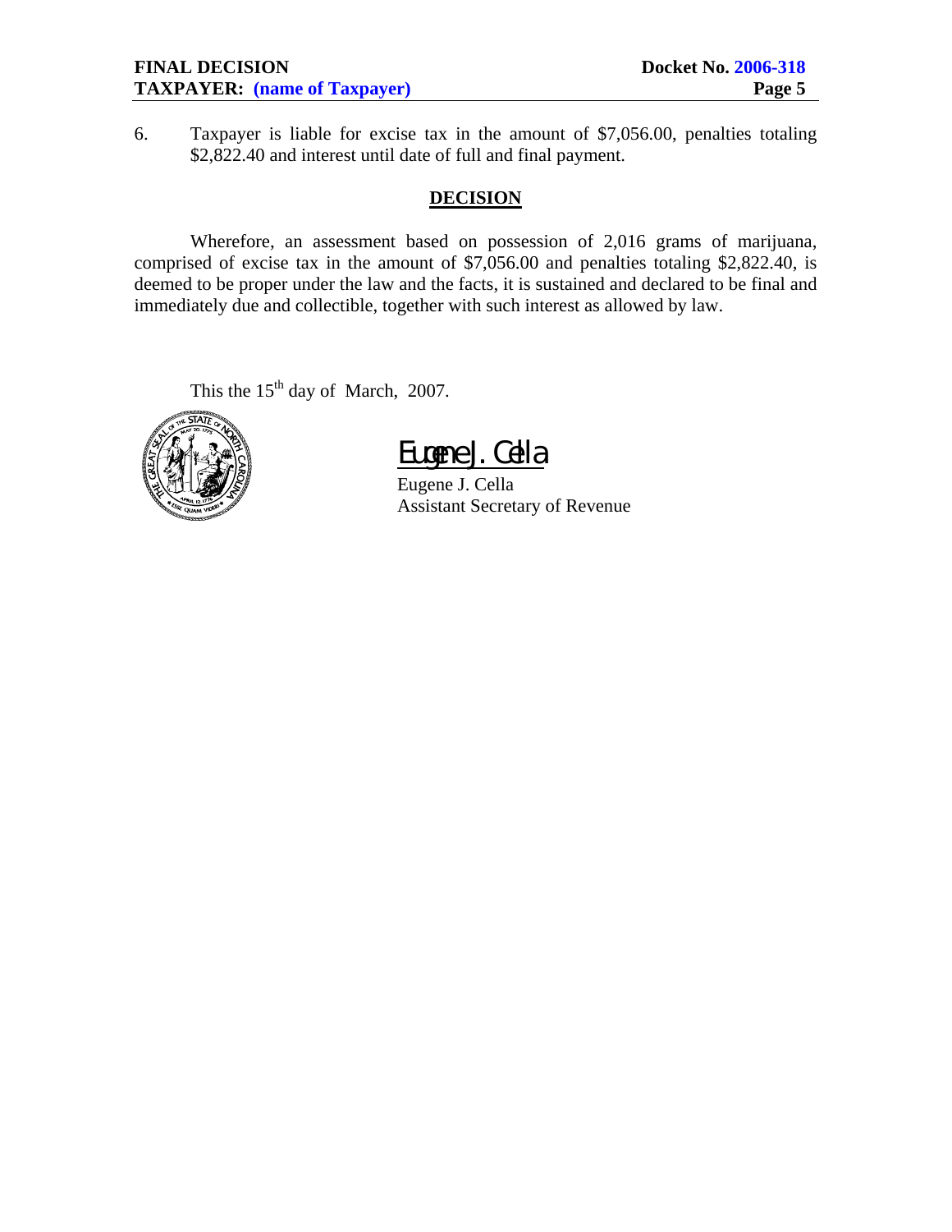6. Taxpayer is liable for excise tax in the amount of $7,056.00, penalties totaling $2,822.40 and interest until date of full and final payment.

## DECISION

Wherefore, an assessment based on possession of 2,016 grams of marijuana, comprised of excise tax in the amount of $7,056.00 and penalties totaling $2,822.40, is deemed to be proper under the law and the facts, it is sustained and declared to be final and immediately due and collectible, together with such interest as allowed by law.

This the 15th day of March, 2007.

Eugene J. Cella

Eugene J. Cella
Assistant Secretary of Revenue